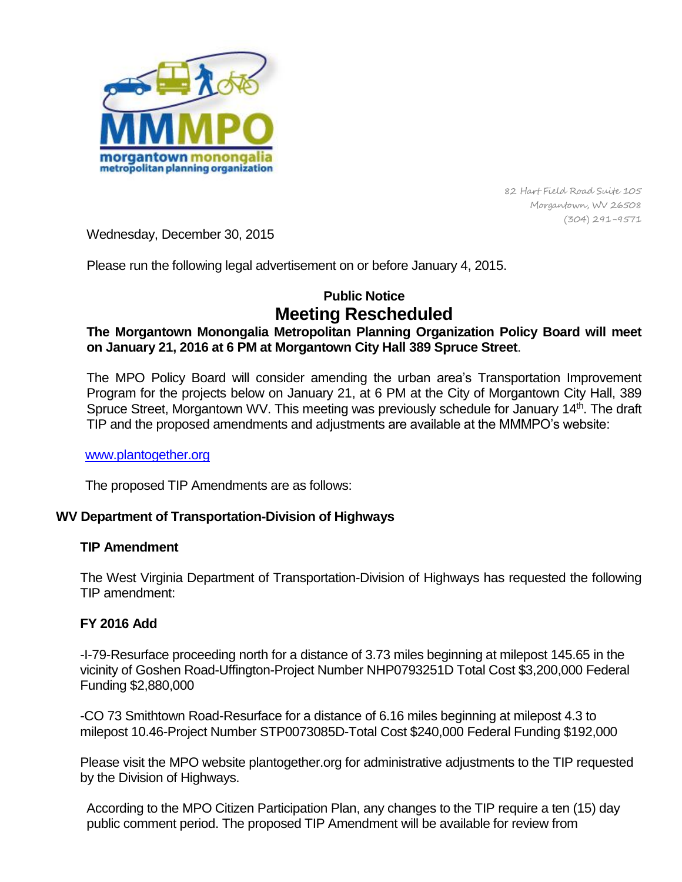MMMPO
morgantown monongalia
metropolitan planning organization

82 Hart Field Road Suite 105
Morgantown, WV 26508
(304) 291-9571

Wednesday, December 30, 2015

Please run the following legal advertisement on or before January 4, 2015.

## Public Notice

# Meeting Rescheduled

**The Morgantown Monongalia Metropolitan Planning Organization Policy Board will meet on January 21, 2016 at 6 PM at Morgantown City Hall 389 Spruce Street**.

The MPO Policy Board will consider amending the urban area's Transportation Improvement Program for the projects below on January 21, at 6 PM at the City of Morgantown City Hall, 389 Spruce Street, Morgantown WV. This meeting was previously schedule for January 14th. The draft TIP and the proposed amendments and adjustments are available at the MMMPO's website:

www.plantogether.org

The proposed TIP Amendments are as follows:

### WV Department of Transportation-Division of Highways

#### TIP Amendment

The West Virginia Department of Transportation-Division of Highways has requested the following TIP amendment:

#### FY 2016 Add

-I-79-Resurface proceeding north for a distance of 3.73 miles beginning at milepost 145.65 in the vicinity of Goshen Road-Uffington-Project Number NHP0793251D Total Cost $3,200,000 Federal Funding $2,880,000

-CO 73 Smithtown Road-Resurface for a distance of 6.16 miles beginning at milepost 4.3 to milepost 10.46-Project Number STP0073085D-Total Cost $240,000 Federal Funding $192,000

Please visit the MPO website plantogether.org for administrative adjustments to the TIP requested by the Division of Highways.

According to the MPO Citizen Participation Plan, any changes to the TIP require a ten (15) day public comment period. The proposed TIP Amendment will be available for review from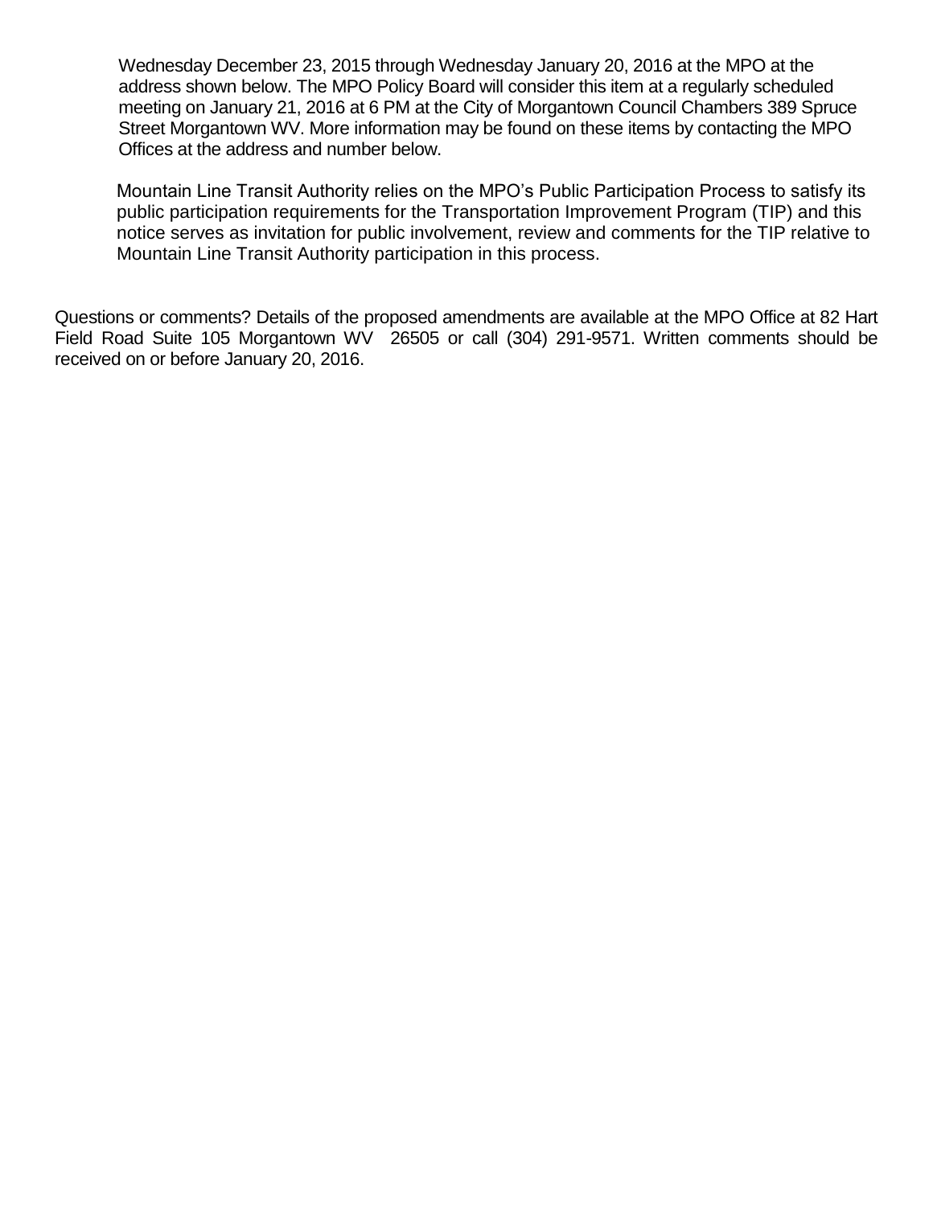Wednesday December 23, 2015 through Wednesday January 20, 2016 at the MPO at the address shown below. The MPO Policy Board will consider this item at a regularly scheduled meeting on January 21, 2016 at 6 PM at the City of Morgantown Council Chambers 389 Spruce Street Morgantown WV. More information may be found on these items by contacting the MPO Offices at the address and number below.

Mountain Line Transit Authority relies on the MPO's Public Participation Process to satisfy its public participation requirements for the Transportation Improvement Program (TIP) and this notice serves as invitation for public involvement, review and comments for the TIP relative to Mountain Line Transit Authority participation in this process.

Questions or comments? Details of the proposed amendments are available at the MPO Office at 82 Hart Field Road Suite 105 Morgantown WV 26505 or call (304) 291-9571. Written comments should be received on or before January 20, 2016.